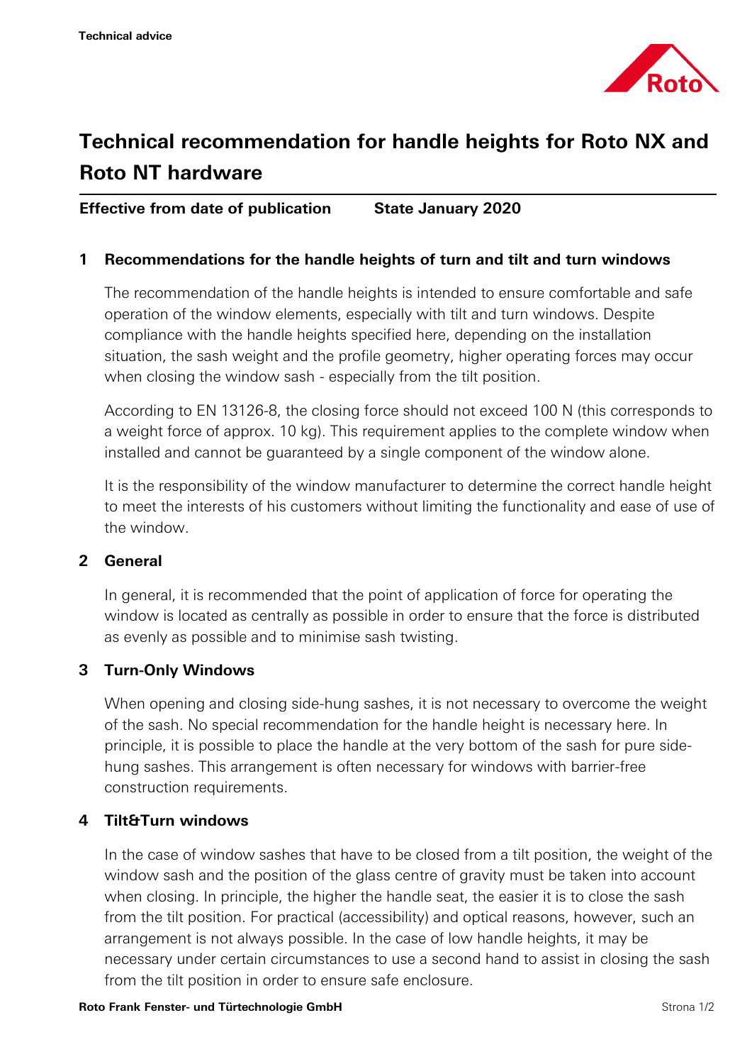Technical advice

# Technical recommendation for handle heights for Roto NX and Roto NT hardware

**Effective from date of publication** **State January 2020**

## 1 Recommendations for the handle heights of turn and tilt and turn windows

The recommendation of the handle heights is intended to ensure comfortable and safe operation of the window elements, especially with tilt and turn windows. Despite compliance with the handle heights specified here, depending on the installation situation, the sash weight and the profile geometry, higher operating forces may occur when closing the window sash - especially from the tilt position.

According to EN 13126-8, the closing force should not exceed 100 N (this corresponds to a weight force of approx. 10 kg). This requirement applies to the complete window when installed and cannot be guaranteed by a single component of the window alone.

It is the responsibility of the window manufacturer to determine the correct handle height to meet the interests of his customers without limiting the functionality and ease of use of the window.

## 2 General

In general, it is recommended that the point of application of force for operating the window is located as centrally as possible in order to ensure that the force is distributed as evenly as possible and to minimise sash twisting.

## 3 Turn-Only Windows

When opening and closing side-hung sashes, it is not necessary to overcome the weight of the sash. No special recommendation for the handle height is necessary here. In principle, it is possible to place the handle at the very bottom of the sash for pure side-hung sashes. This arrangement is often necessary for windows with barrier-free construction requirements.

## 4 Tilt&Turn windows

In the case of window sashes that have to be closed from a tilt position, the weight of the window sash and the position of the glass centre of gravity must be taken into account when closing. In principle, the higher the handle seat, the easier it is to close the sash from the tilt position. For practical (accessibility) and optical reasons, however, such an arrangement is not always possible. In the case of low handle heights, it may be necessary under certain circumstances to use a second hand to assist in closing the sash from the tilt position in order to ensure safe enclosure.

Roto Frank Fenster- und Türtechnologie GmbH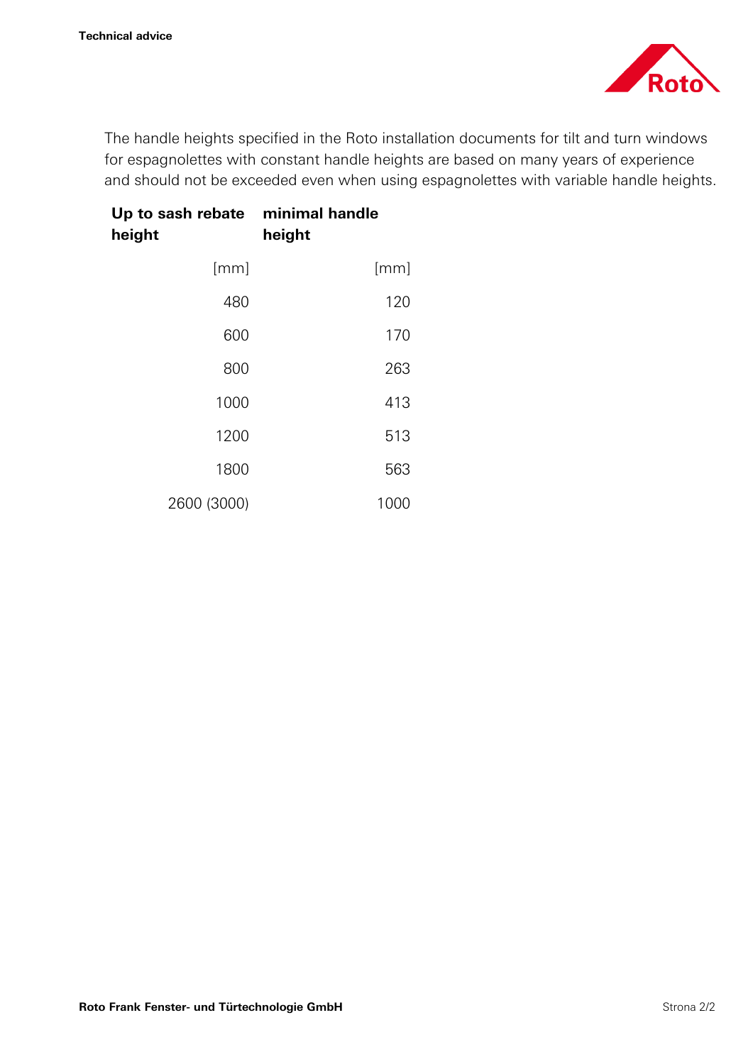The handle heights specified in the Roto installation documents for tilt and turn windows for espagnolettes with constant handle heights are based on many years of experience and should not be exceeded even when using espagnolettes with variable handle heights.

| Up to sash rebate height | minimal handle height |
|---|---|
| [mm] | [mm] |
| 480 | 120 |
| 600 | 170 |
| 800 | 263 |
| 1000 | 413 |
| 1200 | 513 |
| 1800 | 563 |
| 2600 (3000) | 1000 |